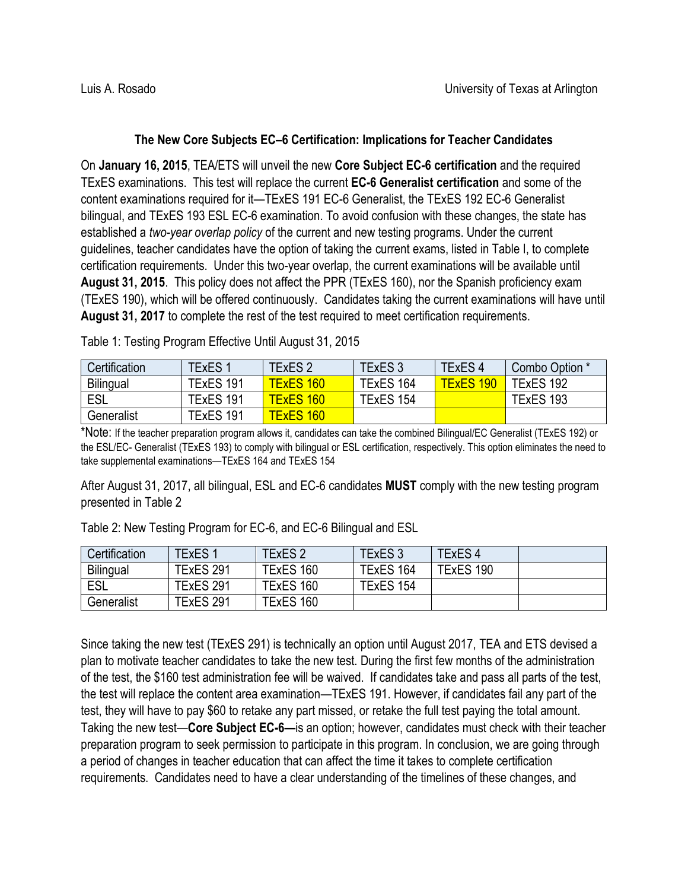Luis A. Rosado University of Texas at Arlington

## The New Core Subjects EC–6 Certification: Implications for Teacher Candidates

On **January 16, 2015**, TEA/ETS will unveil the new **Core Subject EC-6 certification** and the required TExES examinations. This test will replace the current **EC-6 Generalist certification** and some of the content examinations required for it—TExES 191 EC-6 Generalist, the TExES 192 EC-6 Generalist bilingual, and TExES 193 ESL EC-6 examination. To avoid confusion with these changes, the state has established a *two-year overlap policy* of the current and new testing programs. Under the current guidelines, teacher candidates have the option of taking the current exams, listed in Table I, to complete certification requirements. Under this two-year overlap, the current examinations will be available until **August 31, 2015**. This policy does not affect the PPR (TExES 160), nor the Spanish proficiency exam (TExES 190), which will be offered continuously. Candidates taking the current examinations will have until **August 31, 2017** to complete the rest of the test required to meet certification requirements.

Table 1: Testing Program Effective Until August 31, 2015

| Certification | TExES 1 | TExES 2 | TExES 3 | TExES 4 | Combo Option * |
|---|---|---|---|---|---|
| Bilingual | TExES 191 | TExES 160 | TExES 164 | TExES 190 | TExES 192 |
| ESL | TExES 191 | TExES 160 | TExES 154 | | TExES 193 |
| Generalist | TExES 191 | TExES 160 | | | |

*Note: If the teacher preparation program allows it, candidates can take the combined Bilingual/EC Generalist (TExES 192) or the ESL/EC- Generalist (TExES 193) to comply with bilingual or ESL certification, respectively. This option eliminates the need to take supplemental examinations—TExES 164 and TExES 154

After August 31, 2017, all bilingual, ESL and EC-6 candidates **MUST** comply with the new testing program presented in Table 2

Table 2: New Testing Program for EC-6, and EC-6 Bilingual and ESL

| Certification | TExES 1 | TExES 2 | TExES 3 | TExES 4 | |
|---|---|---|---|---|---|
| Bilingual | TExES 291 | TExES 160 | TExES 164 | TExES 190 | |
| ESL | TExES 291 | TExES 160 | TExES 154 | | |
| Generalist | TExES 291 | TExES 160 | | | |

Since taking the new test (TExES 291) is technically an option until August 2017, TEA and ETS devised a plan to motivate teacher candidates to take the new test. During the first few months of the administration of the test, the $160 test administration fee will be waived. If candidates take and pass all parts of the test, the test will replace the content area examination—TExES 191. However, if candidates fail any part of the test, they will have to pay $60 to retake any part missed, or retake the full test paying the total amount. Taking the new test—**Core Subject EC-6—**is an option; however, candidates must check with their teacher preparation program to seek permission to participate in this program. In conclusion, we are going through a period of changes in teacher education that can affect the time it takes to complete certification requirements. Candidates need to have a clear understanding of the timelines of these changes, and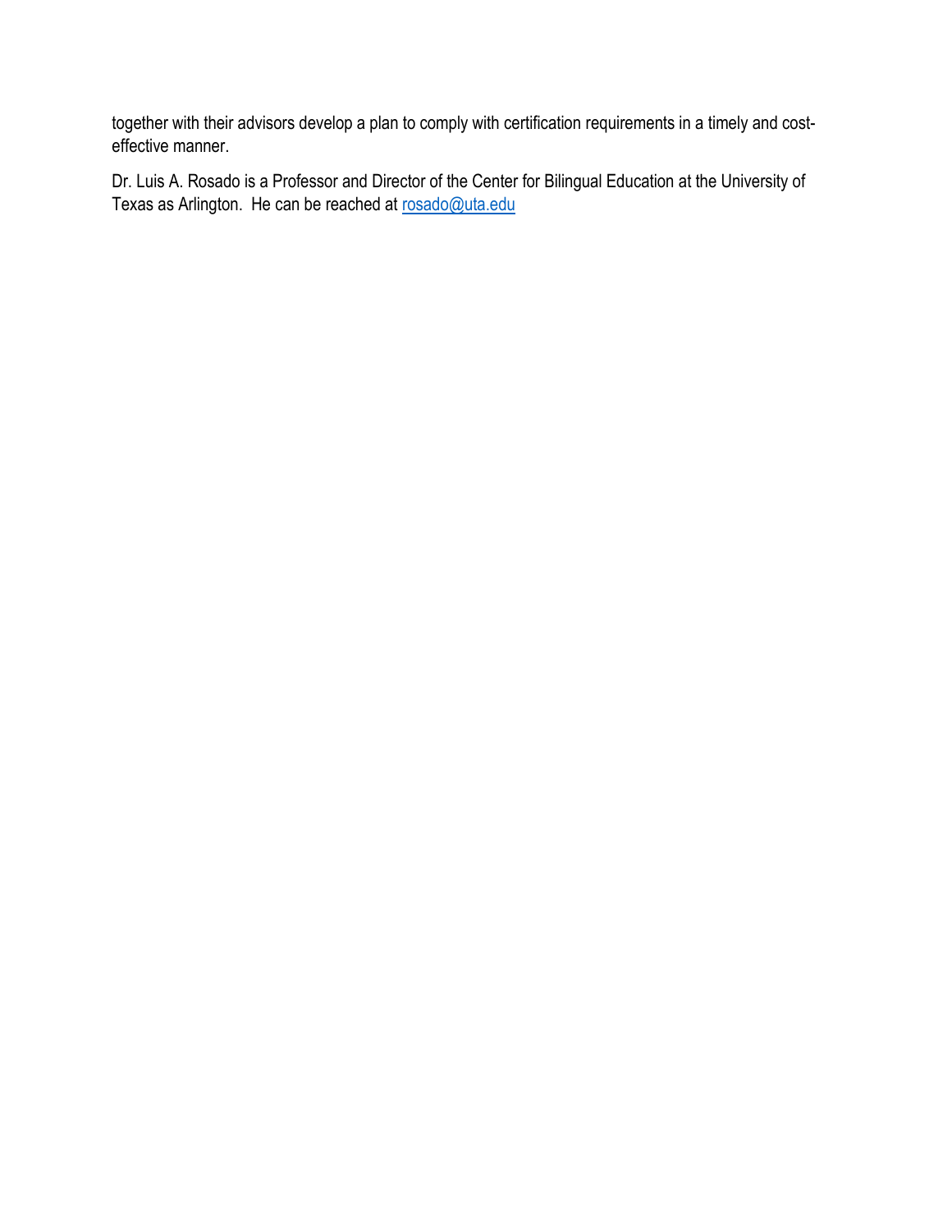together with their advisors develop a plan to comply with certification requirements in a timely and cost-effective manner.

Dr. Luis A. Rosado is a Professor and Director of the Center for Bilingual Education at the University of Texas as Arlington. He can be reached at rosado@uta.edu